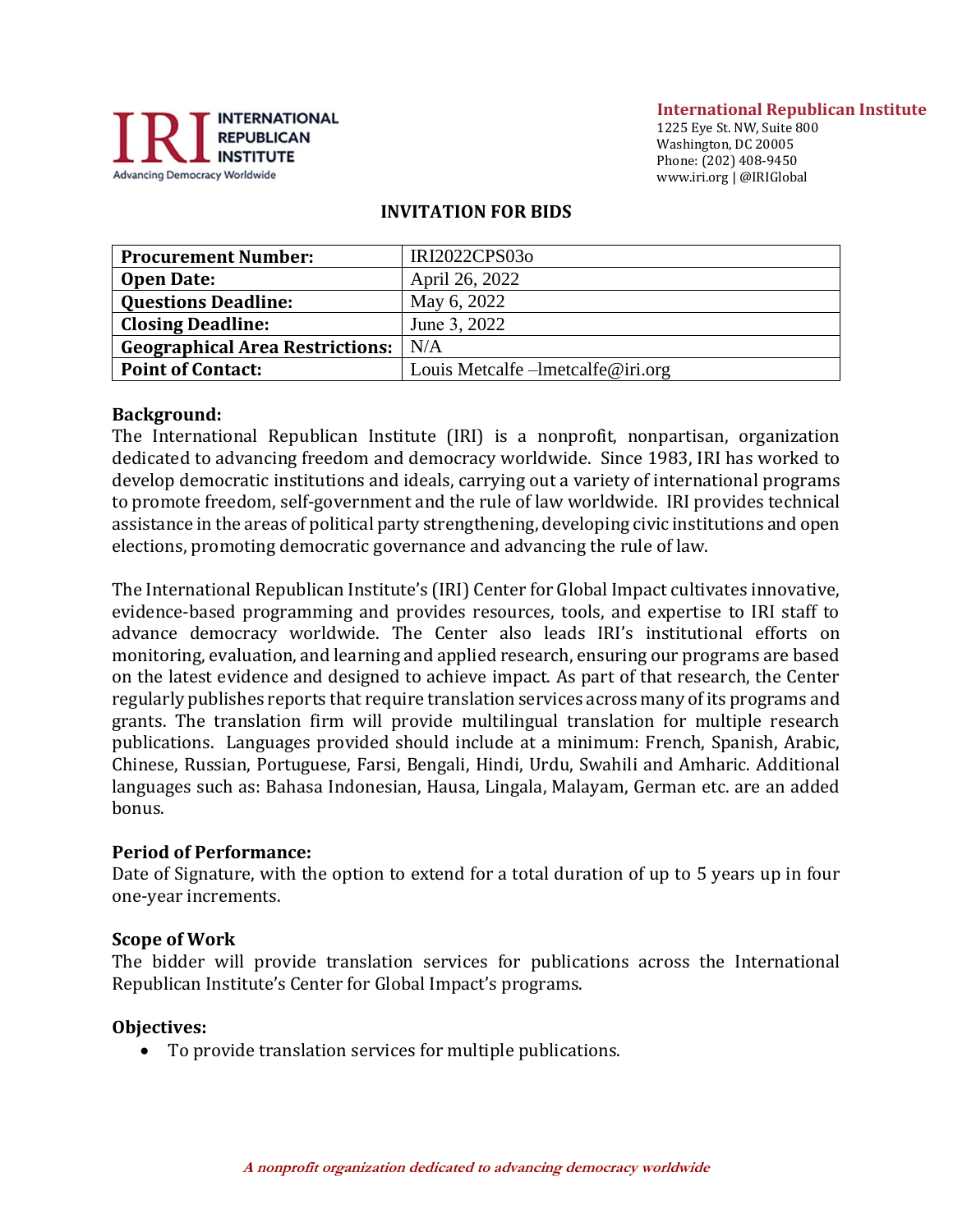**International Republican Institute**
1225 Eye St. NW, Suite 800
Washington, DC 20005
Phone: (202) 408-9450
www.iri.org | @IRIGlobal

# INVITATION FOR BIDS

| **Procurement Number:** | IRI2022CPS03o |
|---|---|
| **Open Date:** | April 26, 2022 |
| **Questions Deadline:** | May 6, 2022 |
| **Closing Deadline:** | June 3, 2022 |
| **Geographical Area Restrictions:** | N/A |
| **Point of Contact:** | Louis Metcalfe –lmetcalfe@iri.org |

**Background:**
The International Republican Institute (IRI) is a nonprofit, nonpartisan, organization dedicated to advancing freedom and democracy worldwide. Since 1983, IRI has worked to develop democratic institutions and ideals, carrying out a variety of international programs to promote freedom, self-government and the rule of law worldwide. IRI provides technical assistance in the areas of political party strengthening, developing civic institutions and open elections, promoting democratic governance and advancing the rule of law.

The International Republican Institute's (IRI) Center for Global Impact cultivates innovative, evidence-based programming and provides resources, tools, and expertise to IRI staff to advance democracy worldwide. The Center also leads IRI's institutional efforts on monitoring, evaluation, and learning and applied research, ensuring our programs are based on the latest evidence and designed to achieve impact. As part of that research, the Center regularly publishes reports that require translation services across many of its programs and grants. The translation firm will provide multilingual translation for multiple research publications. Languages provided should include at a minimum: French, Spanish, Arabic, Chinese, Russian, Portuguese, Farsi, Bengali, Hindi, Urdu, Swahili and Amharic. Additional languages such as: Bahasa Indonesian, Hausa, Lingala, Malayam, German etc. are an added bonus.

**Period of Performance:**
Date of Signature, with the option to extend for a total duration of up to 5 years up in four one-year increments.

**Scope of Work**
The bidder will provide translation services for publications across the International Republican Institute's Center for Global Impact's programs.

**Objectives:**

- To provide translation services for multiple publications.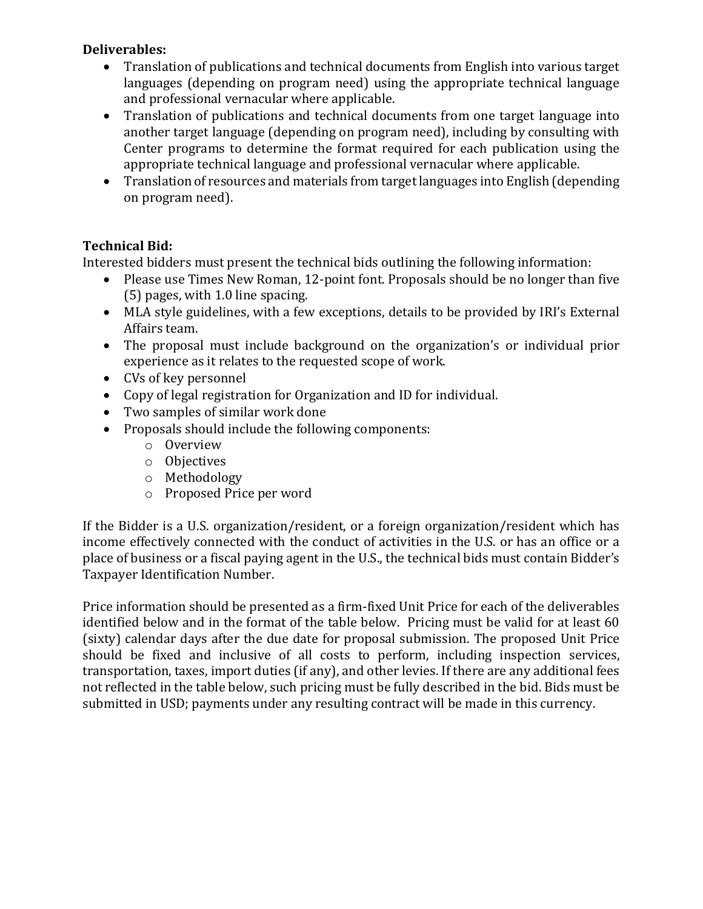**Deliverables:**

- Translation of publications and technical documents from English into various target languages (depending on program need) using the appropriate technical language and professional vernacular where applicable.
- Translation of publications and technical documents from one target language into another target language (depending on program need), including by consulting with Center programs to determine the format required for each publication using the appropriate technical language and professional vernacular where applicable.
- Translation of resources and materials from target languages into English (depending on program need).

**Technical Bid:**

Interested bidders must present the technical bids outlining the following information:

- Please use Times New Roman, 12-point font. Proposals should be no longer than five (5) pages, with 1.0 line spacing.
- MLA style guidelines, with a few exceptions, details to be provided by IRI's External Affairs team.
- The proposal must include background on the organization's or individual prior experience as it relates to the requested scope of work.
- CVs of key personnel
- Copy of legal registration for Organization and ID for individual.
- Two samples of similar work done
- Proposals should include the following components:
  - Overview
  - Objectives
  - Methodology
  - Proposed Price per word

If the Bidder is a U.S. organization/resident, or a foreign organization/resident which has income effectively connected with the conduct of activities in the U.S. or has an office or a place of business or a fiscal paying agent in the U.S., the technical bids must contain Bidder's Taxpayer Identification Number.

Price information should be presented as a firm-fixed Unit Price for each of the deliverables identified below and in the format of the table below. Pricing must be valid for at least 60 (sixty) calendar days after the due date for proposal submission. The proposed Unit Price should be fixed and inclusive of all costs to perform, including inspection services, transportation, taxes, import duties (if any), and other levies. If there are any additional fees not reflected in the table below, such pricing must be fully described in the bid. Bids must be submitted in USD; payments under any resulting contract will be made in this currency.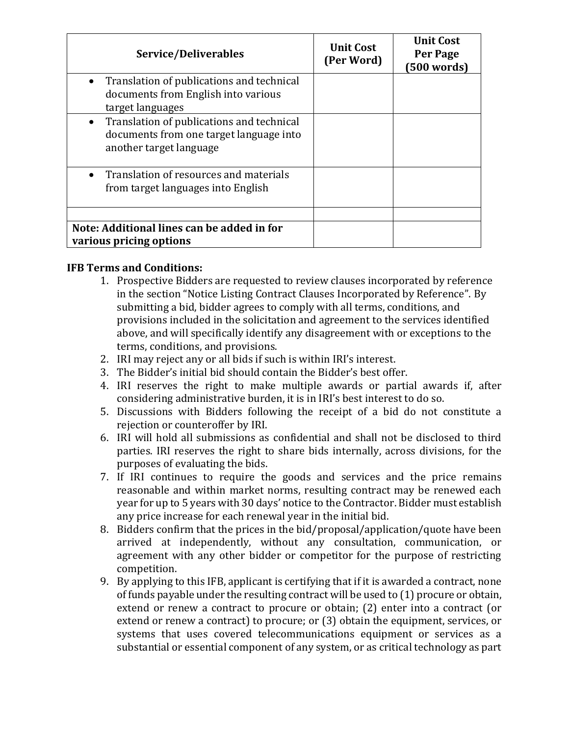| Service/Deliverables | Unit Cost (Per Word) | Unit Cost Per Page (500 words) |
|---|---|---|
| • Translation of publications and technical documents from English into various target languages | | |
| • Translation of publications and technical documents from one target language into another target language | | |
| • Translation of resources and materials from target languages into English | | |
| | | |
| **Note: Additional lines can be added in for various pricing options** | | |

**IFB Terms and Conditions:**

1. Prospective Bidders are requested to review clauses incorporated by reference in the section "Notice Listing Contract Clauses Incorporated by Reference". By submitting a bid, bidder agrees to comply with all terms, conditions, and provisions included in the solicitation and agreement to the services identified above, and will specifically identify any disagreement with or exceptions to the terms, conditions, and provisions.
2. IRI may reject any or all bids if such is within IRI's interest.
3. The Bidder's initial bid should contain the Bidder's best offer.
4. IRI reserves the right to make multiple awards or partial awards if, after considering administrative burden, it is in IRI's best interest to do so.
5. Discussions with Bidders following the receipt of a bid do not constitute a rejection or counteroffer by IRI.
6. IRI will hold all submissions as confidential and shall not be disclosed to third parties. IRI reserves the right to share bids internally, across divisions, for the purposes of evaluating the bids.
7. If IRI continues to require the goods and services and the price remains reasonable and within market norms, resulting contract may be renewed each year for up to 5 years with 30 days' notice to the Contractor. Bidder must establish any price increase for each renewal year in the initial bid.
8. Bidders confirm that the prices in the bid/proposal/application/quote have been arrived at independently, without any consultation, communication, or agreement with any other bidder or competitor for the purpose of restricting competition.
9. By applying to this IFB, applicant is certifying that if it is awarded a contract, none of funds payable under the resulting contract will be used to (1) procure or obtain, extend or renew a contract to procure or obtain; (2) enter into a contract (or extend or renew a contract) to procure; or (3) obtain the equipment, services, or systems that uses covered telecommunications equipment or services as a substantial or essential component of any system, or as critical technology as part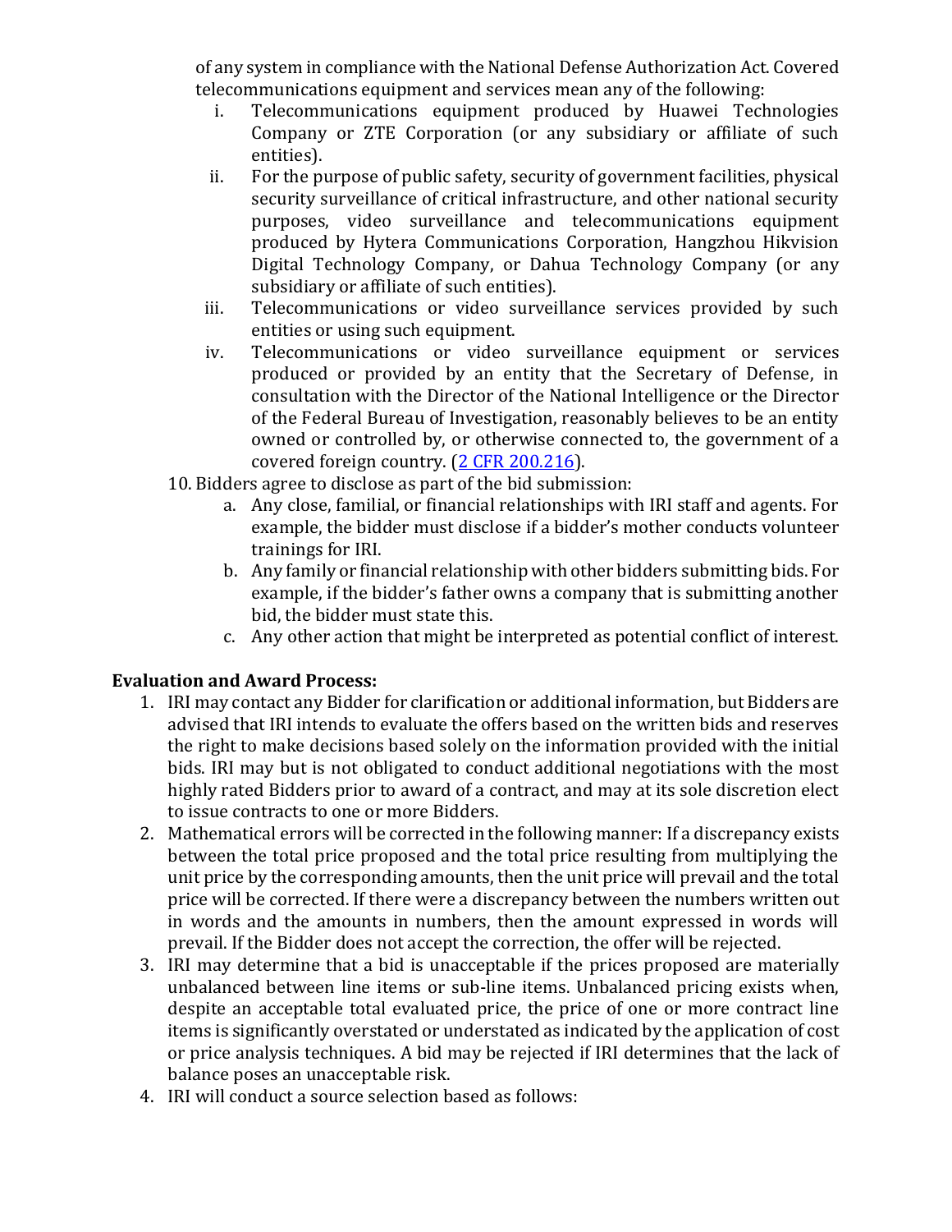of any system in compliance with the National Defense Authorization Act. Covered telecommunications equipment and services mean any of the following:

   i. Telecommunications equipment produced by Huawei Technologies Company or ZTE Corporation (or any subsidiary or affiliate of such entities).
   ii. For the purpose of public safety, security of government facilities, physical security surveillance of critical infrastructure, and other national security purposes, video surveillance and telecommunications equipment produced by Hytera Communications Corporation, Hangzhou Hikvision Digital Technology Company, or Dahua Technology Company (or any subsidiary or affiliate of such entities).
   iii. Telecommunications or video surveillance services provided by such entities or using such equipment.
   iv. Telecommunications or video surveillance equipment or services produced or provided by an entity that the Secretary of Defense, in consultation with the Director of the National Intelligence or the Director of the Federal Bureau of Investigation, reasonably believes to be an entity owned or controlled by, or otherwise connected to, the government of a covered foreign country. (2 CFR 200.216).

10. Bidders agree to disclose as part of the bid submission:
    a. Any close, familial, or financial relationships with IRI staff and agents. For example, the bidder must disclose if a bidder's mother conducts volunteer trainings for IRI.
    b. Any family or financial relationship with other bidders submitting bids. For example, if the bidder's father owns a company that is submitting another bid, the bidder must state this.
    c. Any other action that might be interpreted as potential conflict of interest.

**Evaluation and Award Process:**

1. IRI may contact any Bidder for clarification or additional information, but Bidders are advised that IRI intends to evaluate the offers based on the written bids and reserves the right to make decisions based solely on the information provided with the initial bids. IRI may but is not obligated to conduct additional negotiations with the most highly rated Bidders prior to award of a contract, and may at its sole discretion elect to issue contracts to one or more Bidders.
2. Mathematical errors will be corrected in the following manner: If a discrepancy exists between the total price proposed and the total price resulting from multiplying the unit price by the corresponding amounts, then the unit price will prevail and the total price will be corrected. If there were a discrepancy between the numbers written out in words and the amounts in numbers, then the amount expressed in words will prevail. If the Bidder does not accept the correction, the offer will be rejected.
3. IRI may determine that a bid is unacceptable if the prices proposed are materially unbalanced between line items or sub-line items. Unbalanced pricing exists when, despite an acceptable total evaluated price, the price of one or more contract line items is significantly overstated or understated as indicated by the application of cost or price analysis techniques. A bid may be rejected if IRI determines that the lack of balance poses an unacceptable risk.
4. IRI will conduct a source selection based as follows: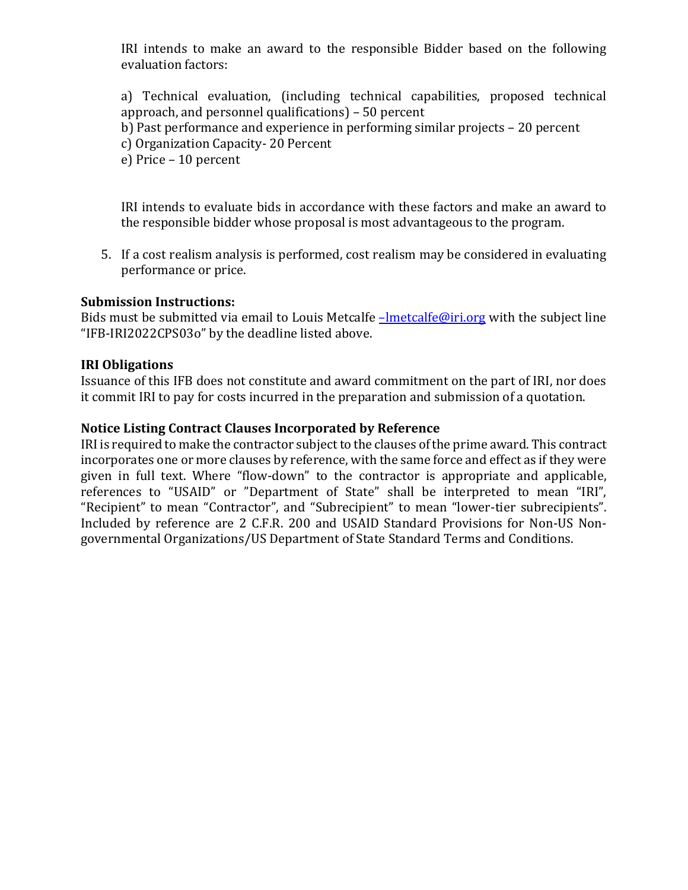IRI intends to make an award to the responsible Bidder based on the following evaluation factors:

a) Technical evaluation, (including technical capabilities, proposed technical approach, and personnel qualifications) – 50 percent
b) Past performance and experience in performing similar projects – 20 percent
c) Organization Capacity- 20 Percent
e) Price – 10 percent

IRI intends to evaluate bids in accordance with these factors and make an award to the responsible bidder whose proposal is most advantageous to the program.

5. If a cost realism analysis is performed, cost realism may be considered in evaluating performance or price.

**Submission Instructions:**
Bids must be submitted via email to Louis Metcalfe –lmetcalfe@iri.org with the subject line "IFB-IRI2022CPS03o" by the deadline listed above.

**IRI Obligations**
Issuance of this IFB does not constitute and award commitment on the part of IRI, nor does it commit IRI to pay for costs incurred in the preparation and submission of a quotation.

**Notice Listing Contract Clauses Incorporated by Reference**
IRI is required to make the contractor subject to the clauses of the prime award. This contract incorporates one or more clauses by reference, with the same force and effect as if they were given in full text. Where "flow-down" to the contractor is appropriate and applicable, references to "USAID" or "Department of State" shall be interpreted to mean "IRI", "Recipient" to mean "Contractor", and "Subrecipient" to mean "lower-tier subrecipients". Included by reference are 2 C.F.R. 200 and USAID Standard Provisions for Non-US Non-governmental Organizations/US Department of State Standard Terms and Conditions.